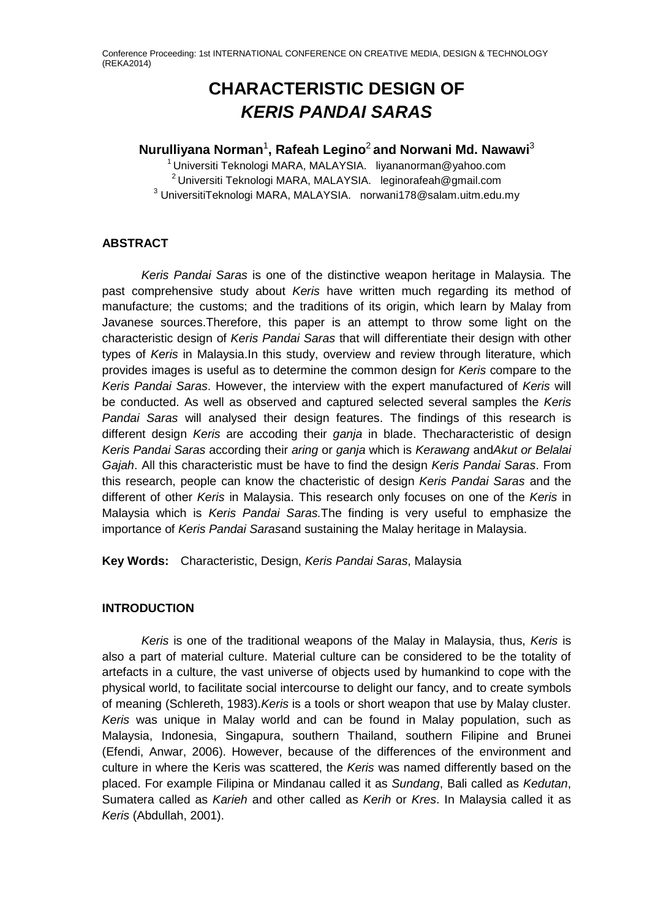# CHARACTERISTIC DESIGN OF *KERIS PANDAI SARAS*

**Nurulliyana Norman[1], Rafeah Legino[2] and Norwani Md. Nawawi[3]**

[1] Universiti Teknologi MARA, MALAYSIA. liyananorman@yahoo.com
[2] Universiti Teknologi MARA, MALAYSIA. leginorafeah@gmail.com
[3] UniversitiTeknologi MARA, MALAYSIA. norwani178@salam.uitm.edu.my

## ABSTRACT

*Keris Pandai Saras* is one of the distinctive weapon heritage in Malaysia. The past comprehensive study about *Keris* have written much regarding its method of manufacture; the customs; and the traditions of its origin, which learn by Malay from Javanese sources.Therefore, this paper is an attempt to throw some light on the characteristic design of *Keris Pandai Saras* that will differentiate their design with other types of *Keris* in Malaysia.In this study, overview and review through literature, which provides images is useful as to determine the common design for *Keris* compare to the *Keris Pandai Saras*. However, the interview with the expert manufactured of *Keris* will be conducted. As well as observed and captured selected several samples the *Keris Pandai Saras* will analysed their design features. The findings of this research is different design *Keris* are accoding their *ganja* in blade. Thecharacteristic of design *Keris Pandai Saras* according their *aring* or *ganja* which is *Kerawang* and*Akut or Belalai Gajah*. All this characteristic must be have to find the design *Keris Pandai Saras*. From this research, people can know the chacteristic of design *Keris Pandai Saras* and the different of other *Keris* in Malaysia. This research only focuses on one of the *Keris* in Malaysia which is *Keris Pandai Saras.*The finding is very useful to emphasize the importance of *Keris Pandai Saras*and sustaining the Malay heritage in Malaysia.

**Key Words:** Characteristic, Design, *Keris Pandai Saras*, Malaysia

## INTRODUCTION

*Keris* is one of the traditional weapons of the Malay in Malaysia, thus, *Keris* is also a part of material culture. Material culture can be considered to be the totality of artefacts in a culture, the vast universe of objects used by humankind to cope with the physical world, to facilitate social intercourse to delight our fancy, and to create symbols of meaning (Schlereth, 1983).*Keris* is a tools or short weapon that use by Malay cluster. *Keris* was unique in Malay world and can be found in Malay population, such as Malaysia, Indonesia, Singapura, southern Thailand, southern Filipine and Brunei (Efendi, Anwar, 2006). However, because of the differences of the environment and culture in where the Keris was scattered, the *Keris* was named differently based on the placed. For example Filipina or Mindanau called it as *Sundang*, Bali called as *Kedutan*, Sumatera called as *Karieh* and other called as *Kerih* or *Kres*. In Malaysia called it as *Keris* (Abdullah, 2001).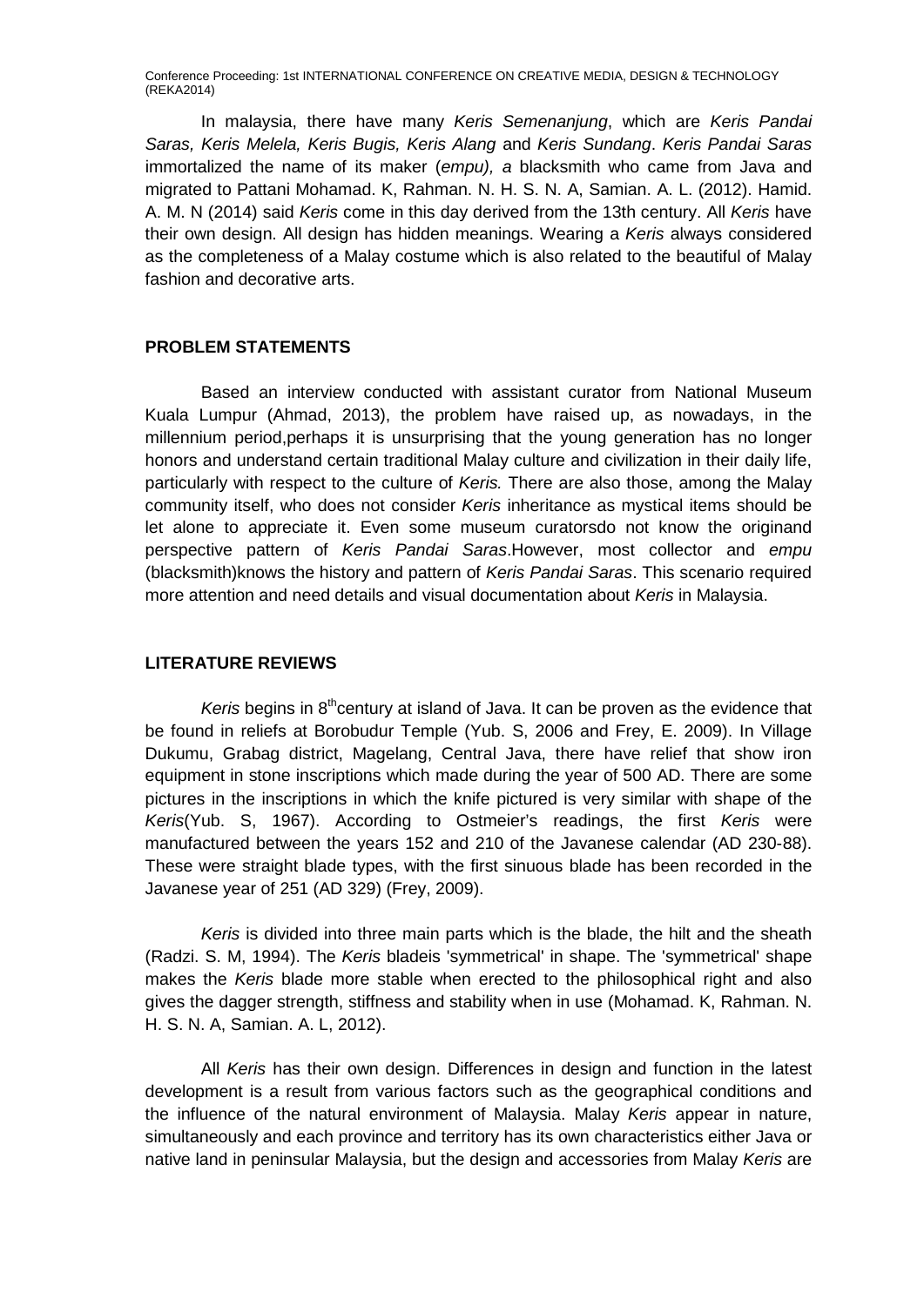In malaysia, there have many *Keris Semenanjung*, which are *Keris Pandai Saras, Keris Melela, Keris Bugis, Keris Alang* and *Keris Sundang*. *Keris Pandai Saras* immortalized the name of its maker (*empu), a* blacksmith who came from Java and migrated to Pattani Mohamad. K, Rahman. N. H. S. N. A, Samian. A. L. (2012). Hamid. A. M. N (2014) said *Keris* come in this day derived from the 13th century. All *Keris* have their own design. All design has hidden meanings. Wearing a *Keris* always considered as the completeness of a Malay costume which is also related to the beautiful of Malay fashion and decorative arts.

## PROBLEM STATEMENTS

Based an interview conducted with assistant curator from National Museum Kuala Lumpur (Ahmad, 2013), the problem have raised up, as nowadays, in the millennium period,perhaps it is unsurprising that the young generation has no longer honors and understand certain traditional Malay culture and civilization in their daily life, particularly with respect to the culture of *Keris.* There are also those, among the Malay community itself, who does not consider *Keris* inheritance as mystical items should be let alone to appreciate it. Even some museum curatorsdo not know the originand perspective pattern of *Keris Pandai Saras*.However, most collector and *empu* (blacksmith)knows the history and pattern of *Keris Pandai Saras*. This scenario required more attention and need details and visual documentation about *Keris* in Malaysia.

## LITERATURE REVIEWS

*Keris* begins in 8th century at island of Java. It can be proven as the evidence that be found in reliefs at Borobudur Temple (Yub. S, 2006 and Frey, E. 2009). In Village Dukumu, Grabag district, Magelang, Central Java, there have relief that show iron equipment in stone inscriptions which made during the year of 500 AD. There are some pictures in the inscriptions in which the knife pictured is very similar with shape of the *Keris*(Yub. S, 1967). According to Ostmeier's readings, the first *Keris* were manufactured between the years 152 and 210 of the Javanese calendar (AD 230-88). These were straight blade types, with the first sinuous blade has been recorded in the Javanese year of 251 (AD 329) (Frey, 2009).

*Keris* is divided into three main parts which is the blade, the hilt and the sheath (Radzi. S. M, 1994). The *Keris* bladeis 'symmetrical' in shape. The 'symmetrical' shape makes the *Keris* blade more stable when erected to the philosophical right and also gives the dagger strength, stiffness and stability when in use (Mohamad. K, Rahman. N. H. S. N. A, Samian. A. L, 2012).

All *Keris* has their own design. Differences in design and function in the latest development is a result from various factors such as the geographical conditions and the influence of the natural environment of Malaysia. Malay *Keris* appear in nature, simultaneously and each province and territory has its own characteristics either Java or native land in peninsular Malaysia, but the design and accessories from Malay *Keris* are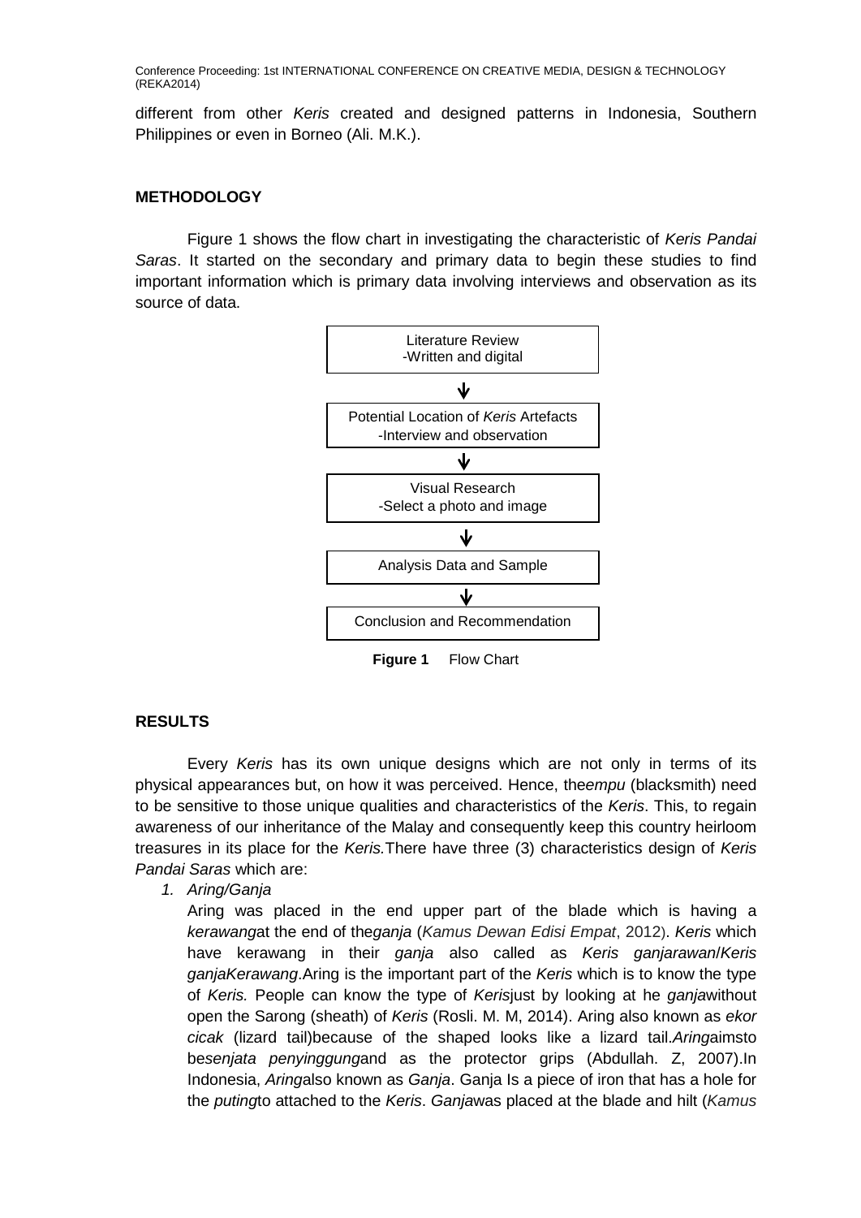different from other *Keris* created and designed patterns in Indonesia, Southern Philippines or even in Borneo (Ali. M.K.).

## METHODOLOGY

Figure 1 shows the flow chart in investigating the characteristic of *Keris Pandai Saras*. It started on the secondary and primary data to begin these studies to find important information which is primary data involving interviews and observation as its source of data.

Literature Review
-Written and digital

↓

Potential Location of *Keris* Artefacts
-Interview and observation

↓

Visual Research
-Select a photo and image

↓

Analysis Data and Sample

↓

Conclusion and Recommendation

**Figure 1** Flow Chart

## RESULTS

Every *Keris* has its own unique designs which are not only in terms of its physical appearances but, on how it was perceived. Hence, the*empu* (blacksmith) need to be sensitive to those unique qualities and characteristics of the *Keris*. This, to regain awareness of our inheritance of the Malay and consequently keep this country heirloom treasures in its place for the *Keris.*There have three (3) characteristics design of *Keris Pandai Saras* which are:

1. *Aring/Ganja*

   Aring was placed in the end upper part of the blade which is having a *kerawang*at the end of the*ganja* (*Kamus Dewan Edisi Empat*, 2012). *Keris* which have kerawang in their *ganja* also called as *Keris ganjarawan*/*Keris ganjaKerawang*.Aring is the important part of the *Keris* which is to know the type of *Keris.* People can know the type of *Keris*just by looking at he *ganja*without open the Sarong (sheath) of *Keris* (Rosli. M. M, 2014). Aring also known as *ekor cicak* (lizard tail)because of the shaped looks like a lizard tail.*Aring*aimsto be*senjata penyinggung*and as the protector grips (Abdullah. Z, 2007).In Indonesia, *Aring*also known as *Ganja*. Ganja Is a piece of iron that has a hole for the *puting*to attached to the *Keris*. *Ganja*was placed at the blade and hilt (*Kamus*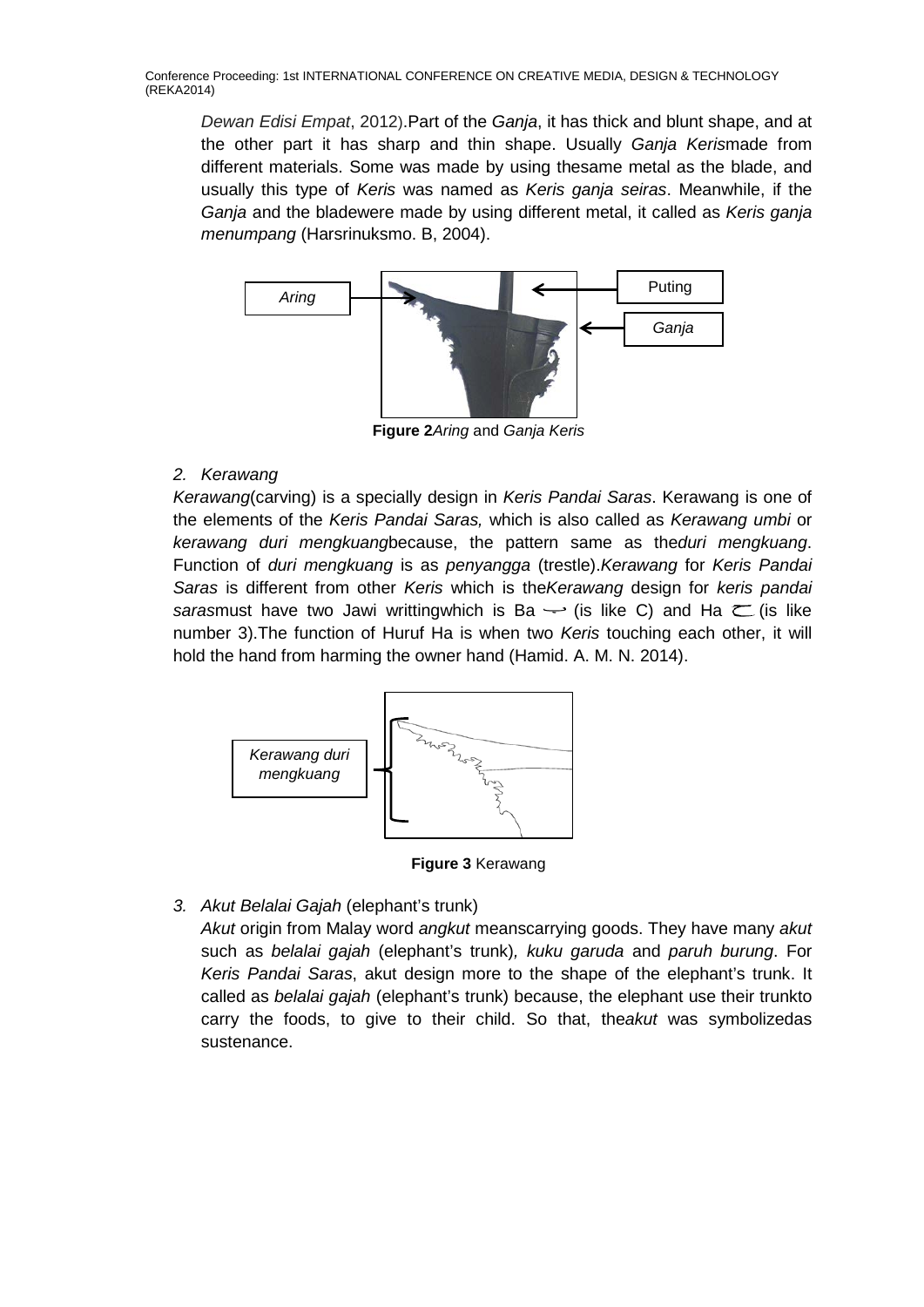*Dewan Edisi Empat*, 2012).Part of the *Ganja*, it has thick and blunt shape, and at the other part it has sharp and thin shape. Usually *Ganja Keris*made from different materials. Some was made by using thesame metal as the blade, and usually this type of *Keris* was named as *Keris ganja seiras*. Meanwhile, if the *Ganja* and the bladewere made by using different metal, it called as *Keris ganja menumpang* (Harsrinuksmo. B, 2004).

*Aring* Puting *Ganja*

**Figure 2***Aring* and *Ganja Keris*

2. *Kerawang*

*Kerawang*(carving) is a specially design in *Keris Pandai Saras*. Kerawang is one of the elements of the *Keris Pandai Saras,* which is also called as *Kerawang umbi* or *kerawang duri mengkuang*because, the pattern same as the*duri mengkuang*. Function of *duri mengkuang* is as *penyangga* (trestle).*Kerawang* for *Keris Pandai Saras* is different from other *Keris* which is the*Kerawang* design for *keris pandai saras*must have two Jawi writtingwhich is Ba ب (is like C) and Ha ح (is like number 3).The function of Huruf Ha is when two *Keris* touching each other, it will hold the hand from harming the owner hand (Hamid. A. M. N. 2014).

*Kerawang duri mengkuang*

**Figure 3** Kerawang

3. *Akut Belalai Gajah* (elephant's trunk)

*Akut* origin from Malay word *angkut* meanscarrying goods. They have many *akut* such as *belalai gajah* (elephant's trunk)*, kuku garuda* and *paruh burung*. For *Keris Pandai Saras*, akut design more to the shape of the elephant's trunk. It called as *belalai gajah* (elephant's trunk) because, the elephant use their trunkto carry the foods, to give to their child. So that, the*akut* was symbolizedas sustenance.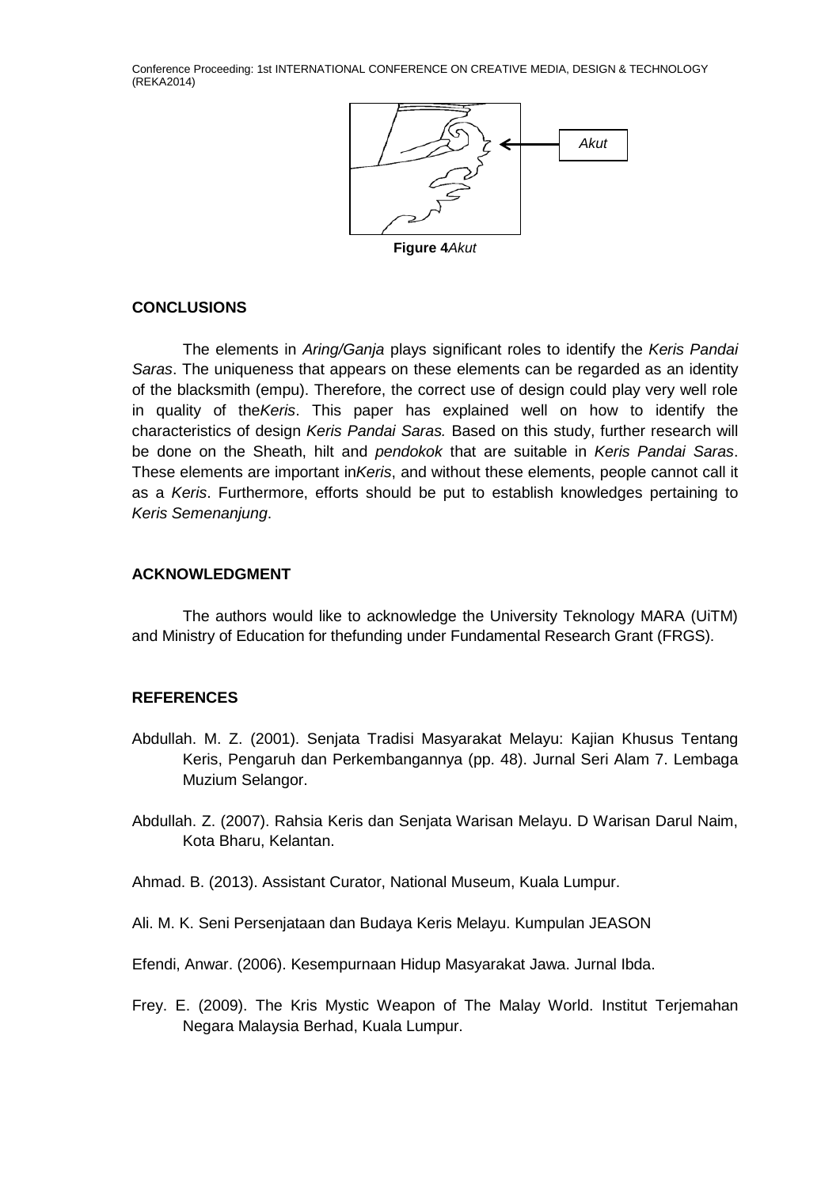**Figure 4** *Akut*

## CONCLUSIONS

The elements in *Aring/Ganja* plays significant roles to identify the *Keris Pandai Saras*. The uniqueness that appears on these elements can be regarded as an identity of the blacksmith (empu). Therefore, the correct use of design could play very well role in quality of the*Keris*. This paper has explained well on how to identify the characteristics of design *Keris Pandai Saras.* Based on this study, further research will be done on the Sheath, hilt and *pendokok* that are suitable in *Keris Pandai Saras*. These elements are important in*Keris*, and without these elements, people cannot call it as a *Keris*. Furthermore, efforts should be put to establish knowledges pertaining to *Keris Semenanjung*.

## ACKNOWLEDGMENT

The authors would like to acknowledge the University Teknology MARA (UiTM) and Ministry of Education for thefunding under Fundamental Research Grant (FRGS).

## REFERENCES

Abdullah. M. Z. (2001). Senjata Tradisi Masyarakat Melayu: Kajian Khusus Tentang Keris, Pengaruh dan Perkembangannya (pp. 48). Jurnal Seri Alam 7. Lembaga Muzium Selangor.

Abdullah. Z. (2007). Rahsia Keris dan Senjata Warisan Melayu. D Warisan Darul Naim, Kota Bharu, Kelantan.

Ahmad. B. (2013). Assistant Curator, National Museum, Kuala Lumpur.

Ali. M. K. Seni Persenjataan dan Budaya Keris Melayu. Kumpulan JEASON

Efendi, Anwar. (2006). Kesempurnaan Hidup Masyarakat Jawa. Jurnal Ibda.

Frey. E. (2009). The Kris Mystic Weapon of The Malay World. Institut Terjemahan Negara Malaysia Berhad, Kuala Lumpur.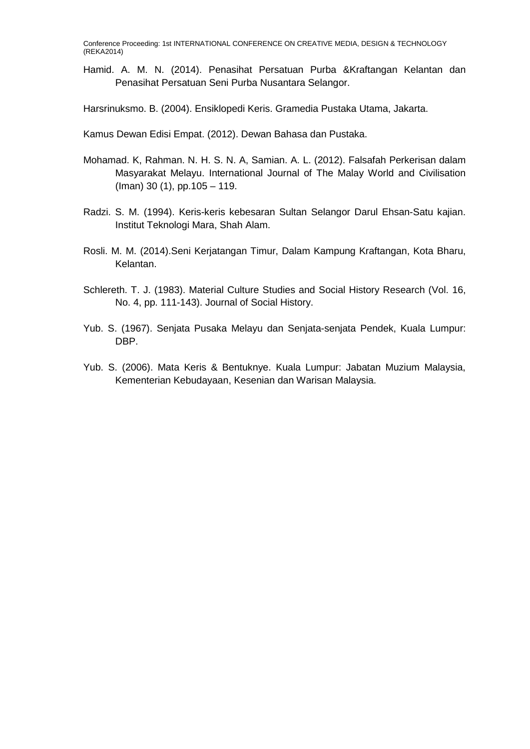Hamid. A. M. N. (2014). Penasihat Persatuan Purba &Kraftangan Kelantan dan Penasihat Persatuan Seni Purba Nusantara Selangor.

Harsrinuksmo. B. (2004). Ensiklopedi Keris. Gramedia Pustaka Utama, Jakarta.

Kamus Dewan Edisi Empat. (2012). Dewan Bahasa dan Pustaka.

Mohamad. K, Rahman. N. H. S. N. A, Samian. A. L. (2012). Falsafah Perkerisan dalam Masyarakat Melayu. International Journal of The Malay World and Civilisation (Iman) 30 (1), pp.105 – 119.

Radzi. S. M. (1994). Keris-keris kebesaran Sultan Selangor Darul Ehsan-Satu kajian. Institut Teknologi Mara, Shah Alam.

Rosli. M. M. (2014).Seni Kerjatangan Timur, Dalam Kampung Kraftangan, Kota Bharu, Kelantan.

Schlereth. T. J. (1983). Material Culture Studies and Social History Research (Vol. 16, No. 4, pp. 111-143). Journal of Social History.

Yub. S. (1967). Senjata Pusaka Melayu dan Senjata-senjata Pendek, Kuala Lumpur: DBP.

Yub. S. (2006). Mata Keris & Bentuknye. Kuala Lumpur: Jabatan Muzium Malaysia, Kementerian Kebudayaan, Kesenian dan Warisan Malaysia.